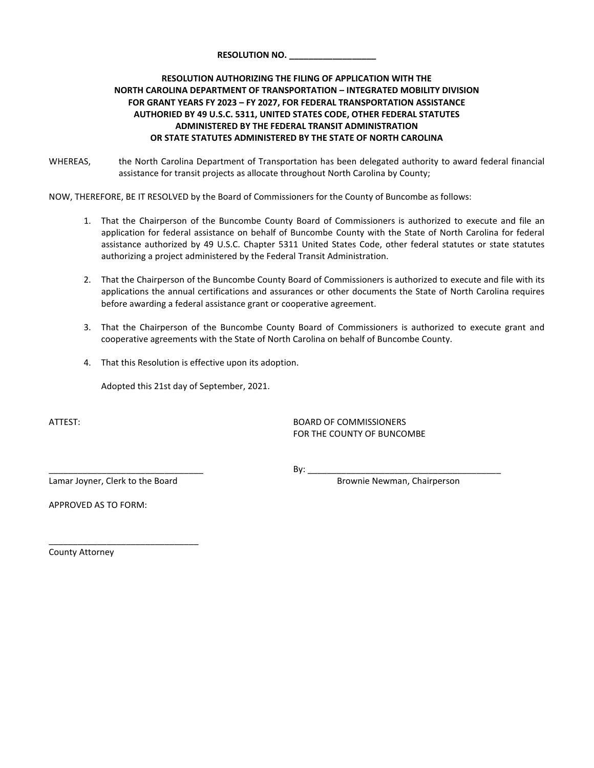**RESOLUTION NO. __________________**

**RESOLUTION AUTHORIZING THE FILING OF APPLICATION WITH THE NORTH CAROLINA DEPARTMENT OF TRANSPORTATION – INTEGRATED MOBILITY DIVISION FOR GRANT YEARS FY 2023 – FY 2027, FOR FEDERAL TRANSPORTATION ASSISTANCE AUTHORIED BY 49 U.S.C. 5311, UNITED STATES CODE, OTHER FEDERAL STATUTES ADMINISTERED BY THE FEDERAL TRANSIT ADMINISTRATION OR STATE STATUTES ADMINISTERED BY THE STATE OF NORTH CAROLINA**

WHEREAS, the North Carolina Department of Transportation has been delegated authority to award federal financial assistance for transit projects as allocate throughout North Carolina by County;

NOW, THEREFORE, BE IT RESOLVED by the Board of Commissioners for the County of Buncombe as follows:

1. That the Chairperson of the Buncombe County Board of Commissioners is authorized to execute and file an application for federal assistance on behalf of Buncombe County with the State of North Carolina for federal assistance authorized by 49 U.S.C. Chapter 5311 United States Code, other federal statutes or state statutes authorizing a project administered by the Federal Transit Administration.

2. That the Chairperson of the Buncombe County Board of Commissioners is authorized to execute and file with its applications the annual certifications and assurances or other documents the State of North Carolina requires before awarding a federal assistance grant or cooperative agreement.

3. That the Chairperson of the Buncombe County Board of Commissioners is authorized to execute grant and cooperative agreements with the State of North Carolina on behalf of Buncombe County.

4. That this Resolution is effective upon its adoption.

Adopted this 21st day of September, 2021.

ATTEST:

BOARD OF COMMISSIONERS
FOR THE COUNTY OF BUNCOMBE

________________________________
Lamar Joyner, Clerk to the Board

By: __________________________________________
Brownie Newman, Chairperson

APPROVED AS TO FORM:

_______________________________
County Attorney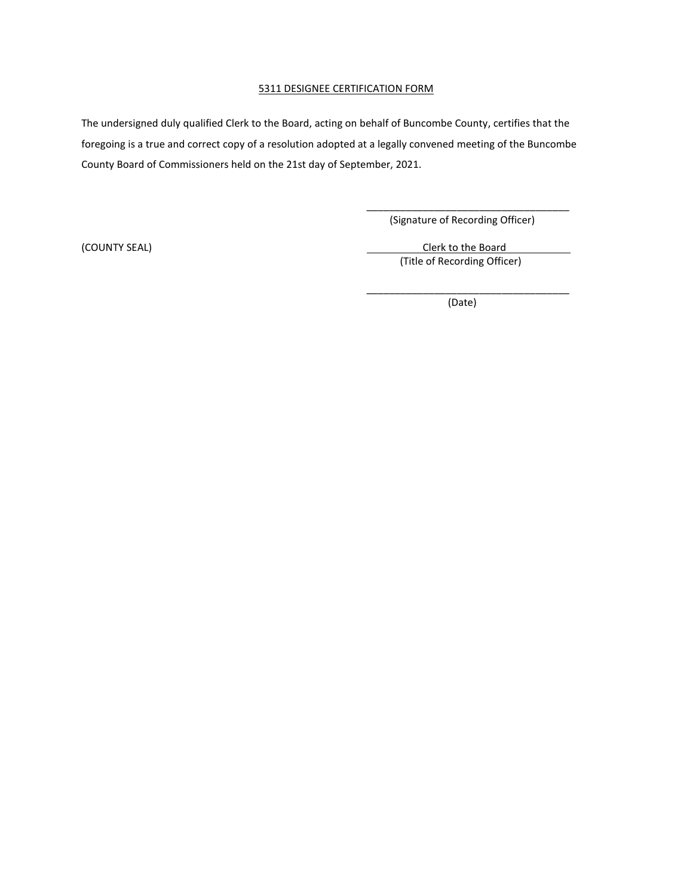<u>5311 DESIGNEE CERTIFICATION FORM</u>

The undersigned duly qualified Clerk to the Board, acting on behalf of Buncombe County, certifies that the foregoing is a true and correct copy of a resolution adopted at a legally convened meeting of the Buncombe County Board of Commissioners held on the 21st day of September, 2021.

\_\_\_\_\_\_\_\_\_\_\_\_\_\_\_\_\_\_\_\_\_\_\_\_\_\_\_\_\_\_\_\_\_\_\_\_\_
(Signature of Recording Officer)

(COUNTY SEAL)

<u>Clerk to the Board</u>
(Title of Recording Officer)

\_\_\_\_\_\_\_\_\_\_\_\_\_\_\_\_\_\_\_\_\_\_\_\_\_\_\_\_\_\_\_\_\_\_\_\_\_
(Date)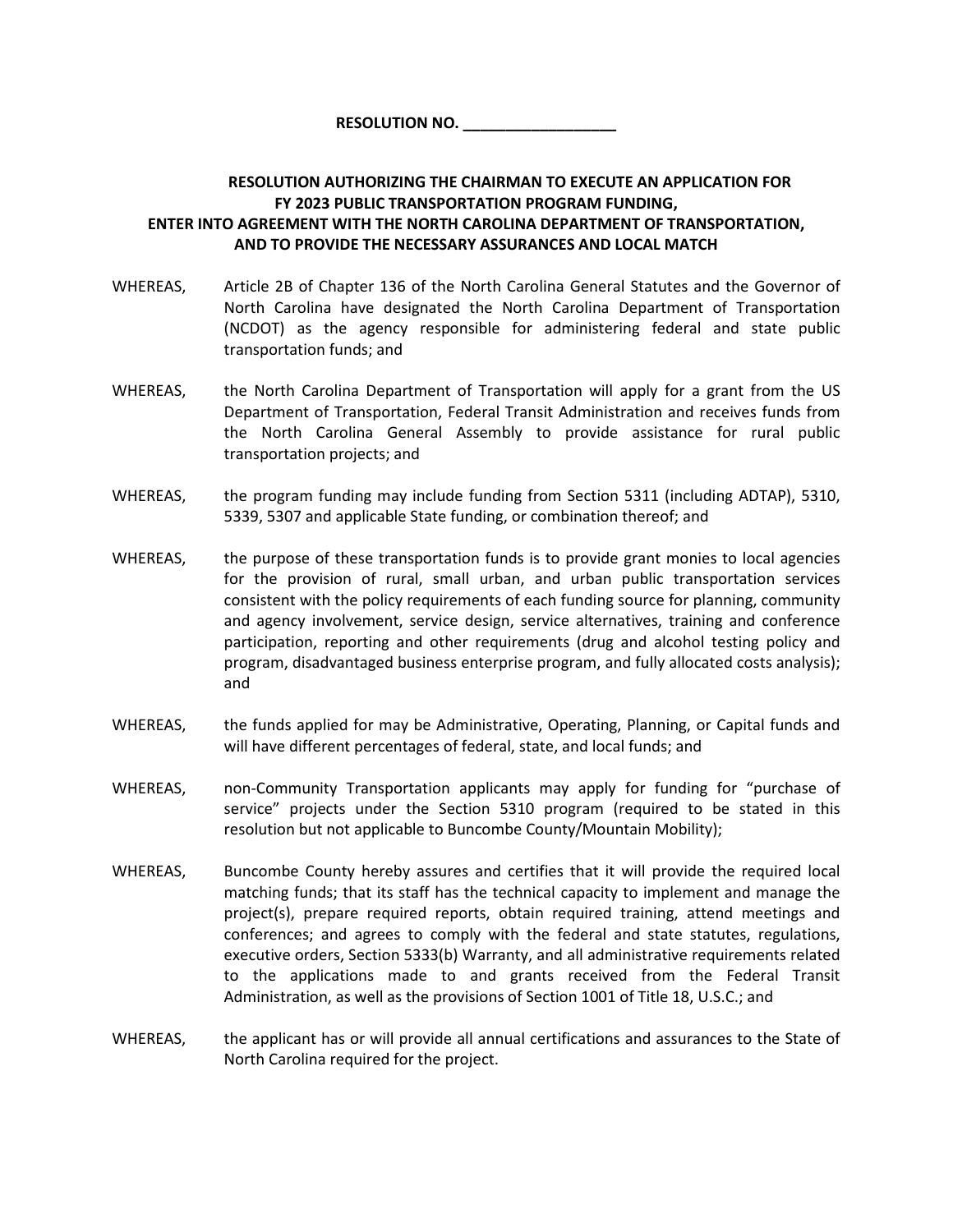**RESOLUTION NO. __________________**

**RESOLUTION AUTHORIZING THE CHAIRMAN TO EXECUTE AN APPLICATION FOR FY 2023 PUBLIC TRANSPORTATION PROGRAM FUNDING, ENTER INTO AGREEMENT WITH THE NORTH CAROLINA DEPARTMENT OF TRANSPORTATION, AND TO PROVIDE THE NECESSARY ASSURANCES AND LOCAL MATCH**

WHEREAS, Article 2B of Chapter 136 of the North Carolina General Statutes and the Governor of North Carolina have designated the North Carolina Department of Transportation (NCDOT) as the agency responsible for administering federal and state public transportation funds; and

WHEREAS, the North Carolina Department of Transportation will apply for a grant from the US Department of Transportation, Federal Transit Administration and receives funds from the North Carolina General Assembly to provide assistance for rural public transportation projects; and

WHEREAS, the program funding may include funding from Section 5311 (including ADTAP), 5310, 5339, 5307 and applicable State funding, or combination thereof; and

WHEREAS, the purpose of these transportation funds is to provide grant monies to local agencies for the provision of rural, small urban, and urban public transportation services consistent with the policy requirements of each funding source for planning, community and agency involvement, service design, service alternatives, training and conference participation, reporting and other requirements (drug and alcohol testing policy and program, disadvantaged business enterprise program, and fully allocated costs analysis); and

WHEREAS, the funds applied for may be Administrative, Operating, Planning, or Capital funds and will have different percentages of federal, state, and local funds; and

WHEREAS, non-Community Transportation applicants may apply for funding for "purchase of service" projects under the Section 5310 program (required to be stated in this resolution but not applicable to Buncombe County/Mountain Mobility);

WHEREAS, Buncombe County hereby assures and certifies that it will provide the required local matching funds; that its staff has the technical capacity to implement and manage the project(s), prepare required reports, obtain required training, attend meetings and conferences; and agrees to comply with the federal and state statutes, regulations, executive orders, Section 5333(b) Warranty, and all administrative requirements related to the applications made to and grants received from the Federal Transit Administration, as well as the provisions of Section 1001 of Title 18, U.S.C.; and

WHEREAS, the applicant has or will provide all annual certifications and assurances to the State of North Carolina required for the project.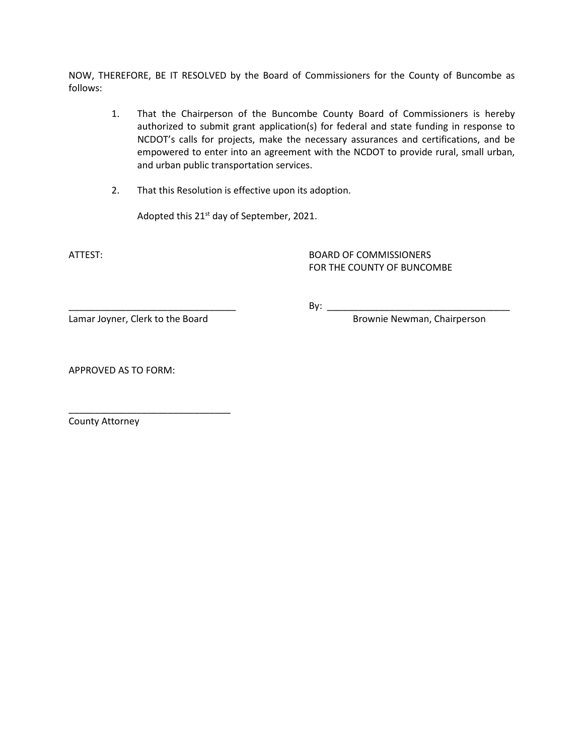NOW, THEREFORE, BE IT RESOLVED by the Board of Commissioners for the County of Buncombe as follows:

1. That the Chairperson of the Buncombe County Board of Commissioners is hereby authorized to submit grant application(s) for federal and state funding in response to NCDOT's calls for projects, make the necessary assurances and certifications, and be empowered to enter into an agreement with the NCDOT to provide rural, small urban, and urban public transportation services.

2. That this Resolution is effective upon its adoption.

   Adopted this 21st day of September, 2021.

ATTEST:

BOARD OF COMMISSIONERS
FOR THE COUNTY OF BUNCOMBE

________________________________
Lamar Joyner, Clerk to the Board

By: ________________________________
Brownie Newman, Chairperson

APPROVED AS TO FORM:

________________________________
County Attorney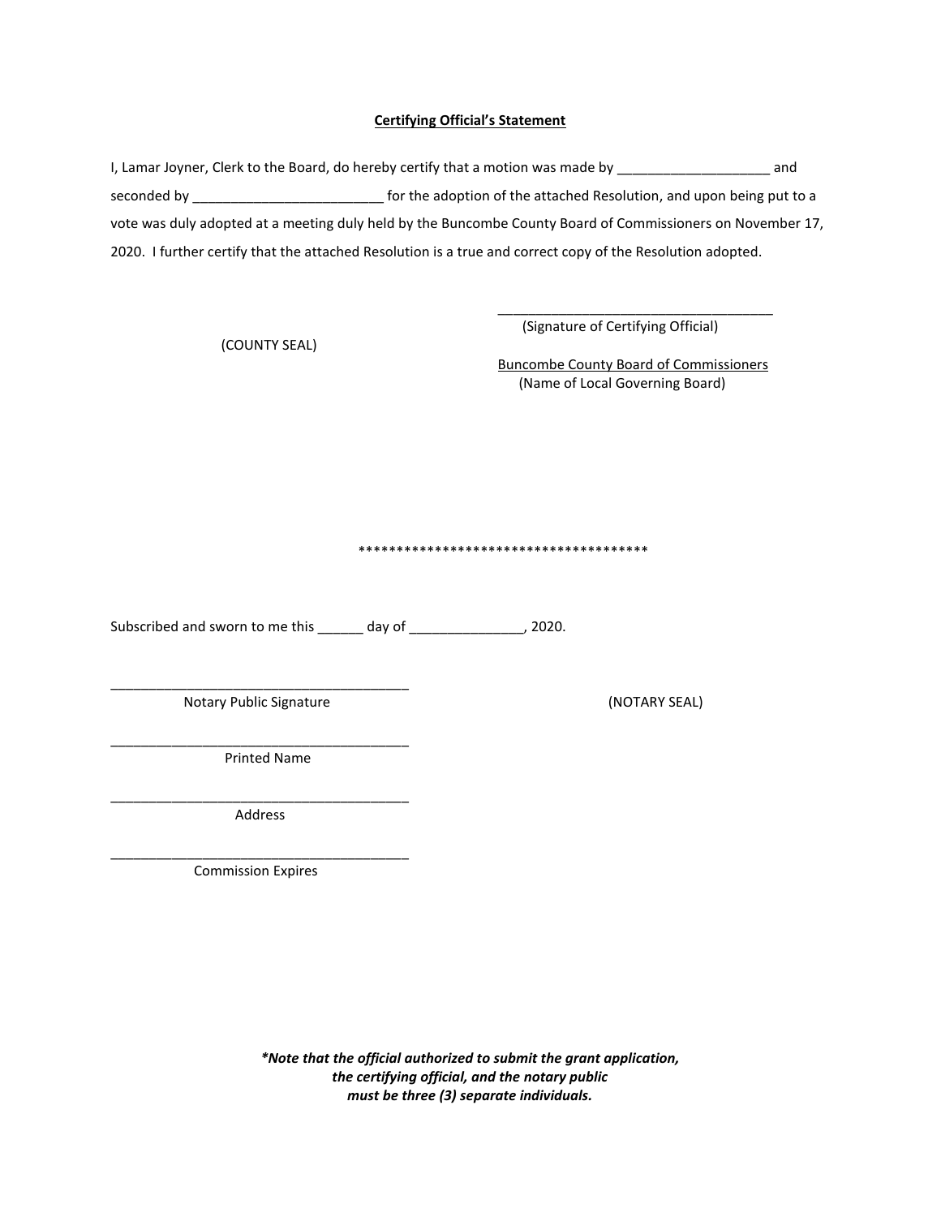**Certifying Official's Statement**

I, Lamar Joyner, Clerk to the Board, do hereby certify that a motion was made by ____________________ and seconded by _________________________ for the adoption of the attached Resolution, and upon being put to a vote was duly adopted at a meeting duly held by the Buncombe County Board of Commissioners on November 17, 2020. I further certify that the attached Resolution is a true and correct copy of the Resolution adopted.

____________________________________
(Signature of Certifying Official)

(COUNTY SEAL)

Buncombe County Board of Commissioners
(Name of Local Governing Board)

***************************************

Subscribed and sworn to me this ______ day of _______________, 2020.

_______________________________________
Notary Public Signature

(NOTARY SEAL)

_______________________________________
Printed Name

_______________________________________
Address

_______________________________________
Commission Expires

***Note that the official authorized to submit the grant application, the certifying official, and the notary public must be three (3) separate individuals.***